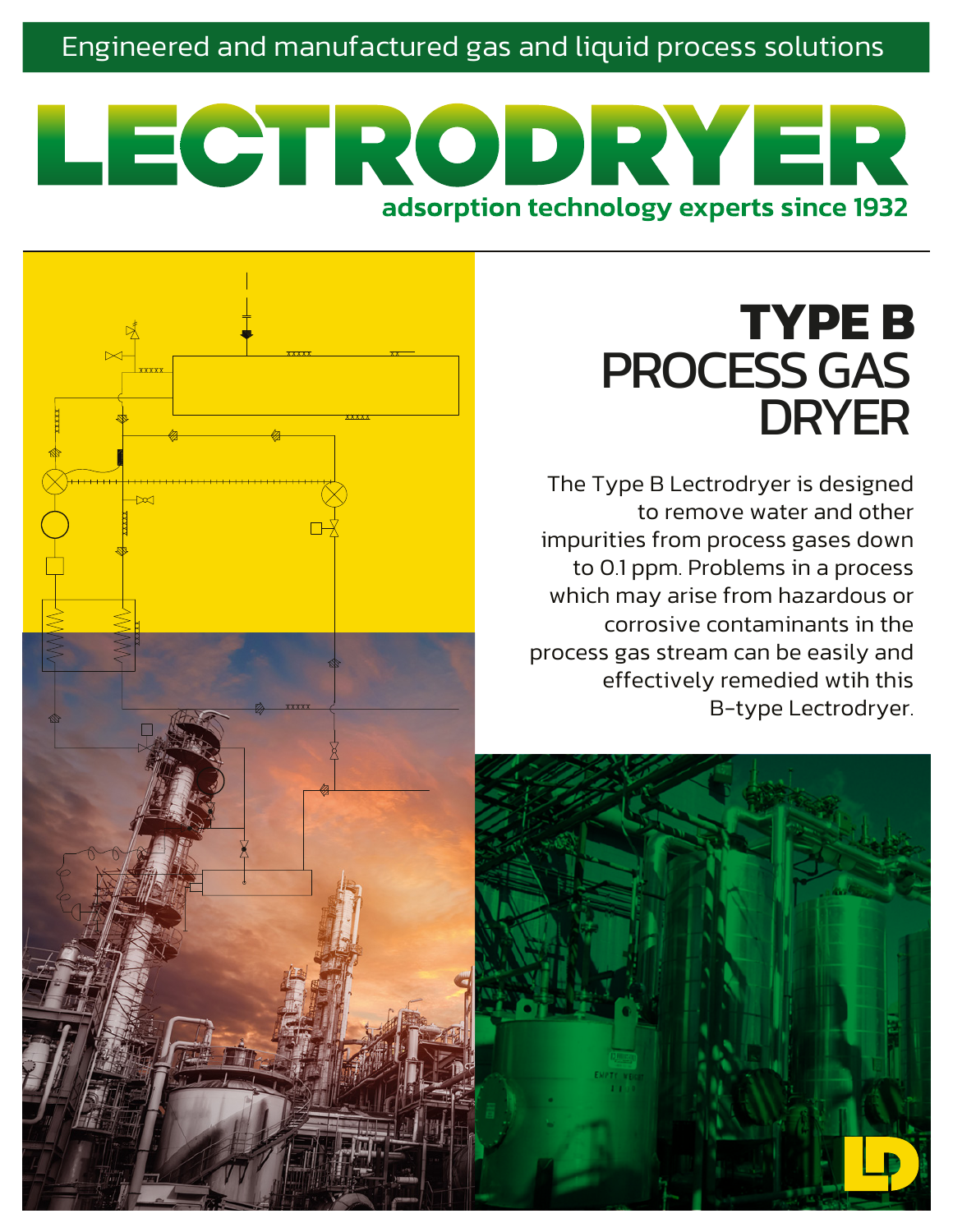Engineered and manufactured gas and liquid process solutions

# LECTRODRYER

**adsorption technology experts since 1932**

# TYPE B PROCESS GAS DRYER

The Type B Lectrodryer is designed to remove water and other impurities from process gases down to 0.1 ppm. Problems in a process which may arise from hazardous or corrosive contaminants in the process gas stream can be easily and effectively remedied wtih this B-type Lectrodryer.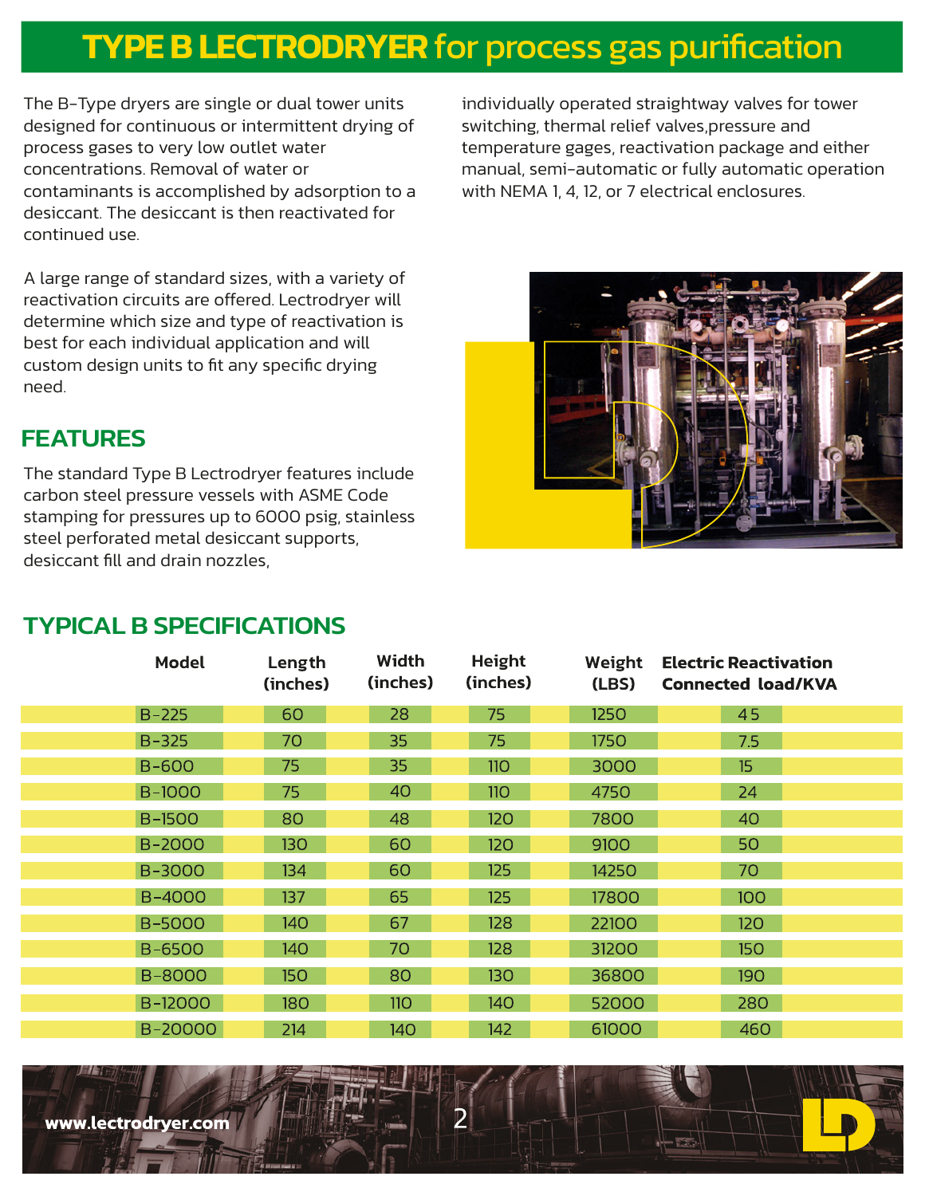# TYPE B LECTRODRYER for process gas purification

The B-Type dryers are single or dual tower units designed for continuous or intermittent drying of process gases to very low outlet water concentrations. Removal of water or contaminants is accomplished by adsorption to a desiccant. The desiccant is then reactivated for continued use.

A large range of standard sizes, with a variety of reactivation circuits are offered. Lectrodryer will determine which size and type of reactivation is best for each individual application and will custom design units to fit any specific drying need.

## FEATURES

The standard Type B Lectrodryer features include carbon steel pressure vessels with ASME Code stamping for pressures up to 6000 psig, stainless steel perforated metal desiccant supports, desiccant fill and drain nozzles, individually operated straightway valves for tower switching, thermal relief valves,pressure and temperature gages, reactivation package and either manual, semi-automatic or fully automatic operation with NEMA 1, 4, 12, or 7 electrical enclosures.

## TYPICAL B SPECIFICATIONS

| Model | Length (inches) | Width (inches) | Height (inches) | Weight (LBS) | Electric Reactivation Connected load/KVA |
|---|---|---|---|---|---|
| B-225 | 60 | 28 | 75 | 1250 | 4.5 |
| B-325 | 70 | 35 | 75 | 1750 | 7.5 |
| B-600 | 75 | 35 | 110 | 3000 | 15 |
| B-1000 | 75 | 40 | 110 | 4750 | 24 |
| B-1500 | 80 | 48 | 120 | 7800 | 40 |
| B-2000 | 130 | 60 | 120 | 9100 | 50 |
| B-3000 | 134 | 60 | 125 | 14250 | 70 |
| B-4000 | 137 | 65 | 125 | 17800 | 100 |
| B-5000 | 140 | 67 | 128 | 22100 | 120 |
| B-6500 | 140 | 70 | 128 | 31200 | 150 |
| B-8000 | 150 | 80 | 130 | 36800 | 190 |
| B-12000 | 180 | 110 | 140 | 52000 | 280 |
| B-20000 | 214 | 140 | 142 | 61000 | 460 |

www.lectrodryer.com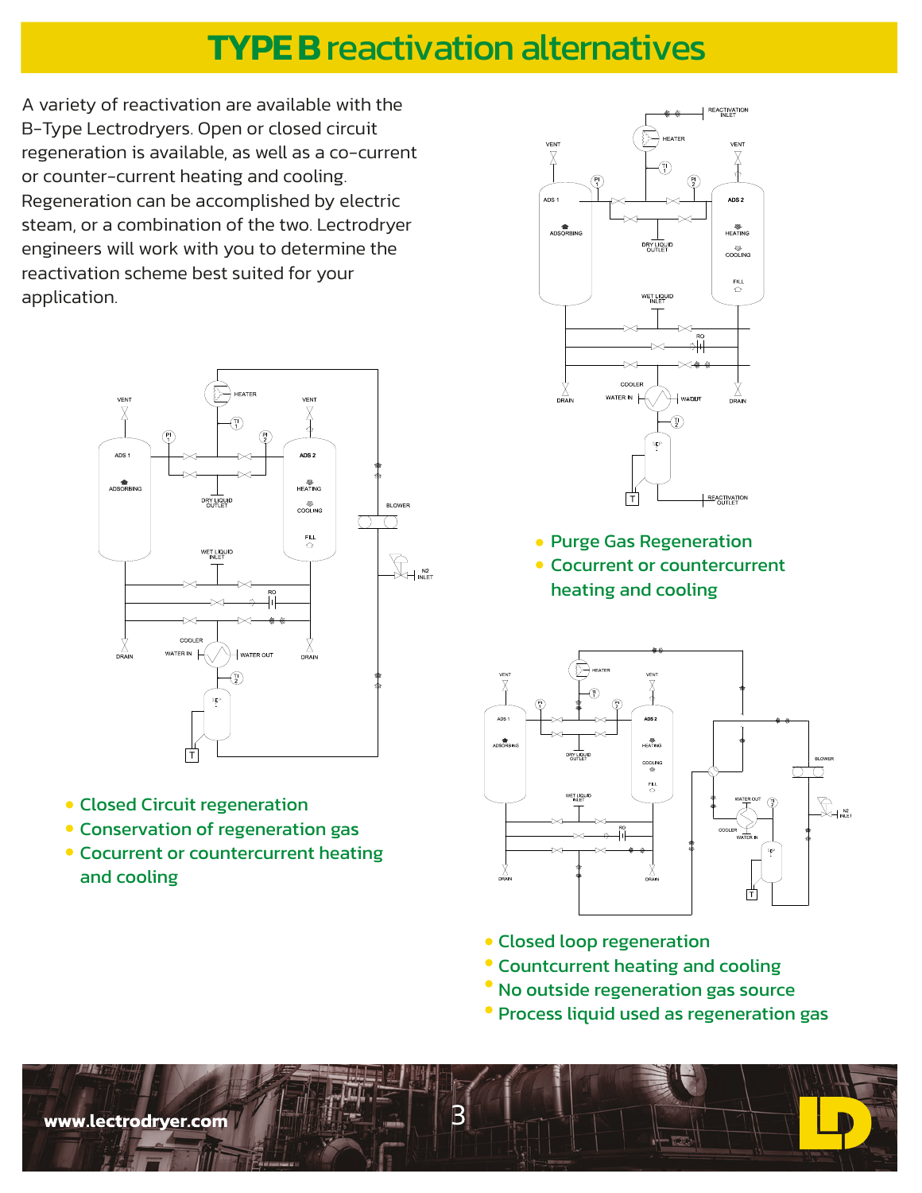# TYPE B reactivation alternatives

A variety of reactivation are available with the B-Type Lectrodryers. Open or closed circuit regeneration is available, as well as a co-current or counter-current heating and cooling. Regeneration can be accomplished by electric steam, or a combination of the two. Lectrodryer engineers will work with you to determine the reactivation scheme best suited for your application.

- Purge Gas Regeneration
- Cocurrent or countercurrent heating and cooling

- Closed Circuit regeneration
- Conservation of regeneration gas
- Cocurrent or countercurrent heating and cooling

- Closed loop regeneration
- Countcurrent heating and cooling
- No outside regeneration gas source
- Process liquid used as regeneration gas

www.lectrodryer.com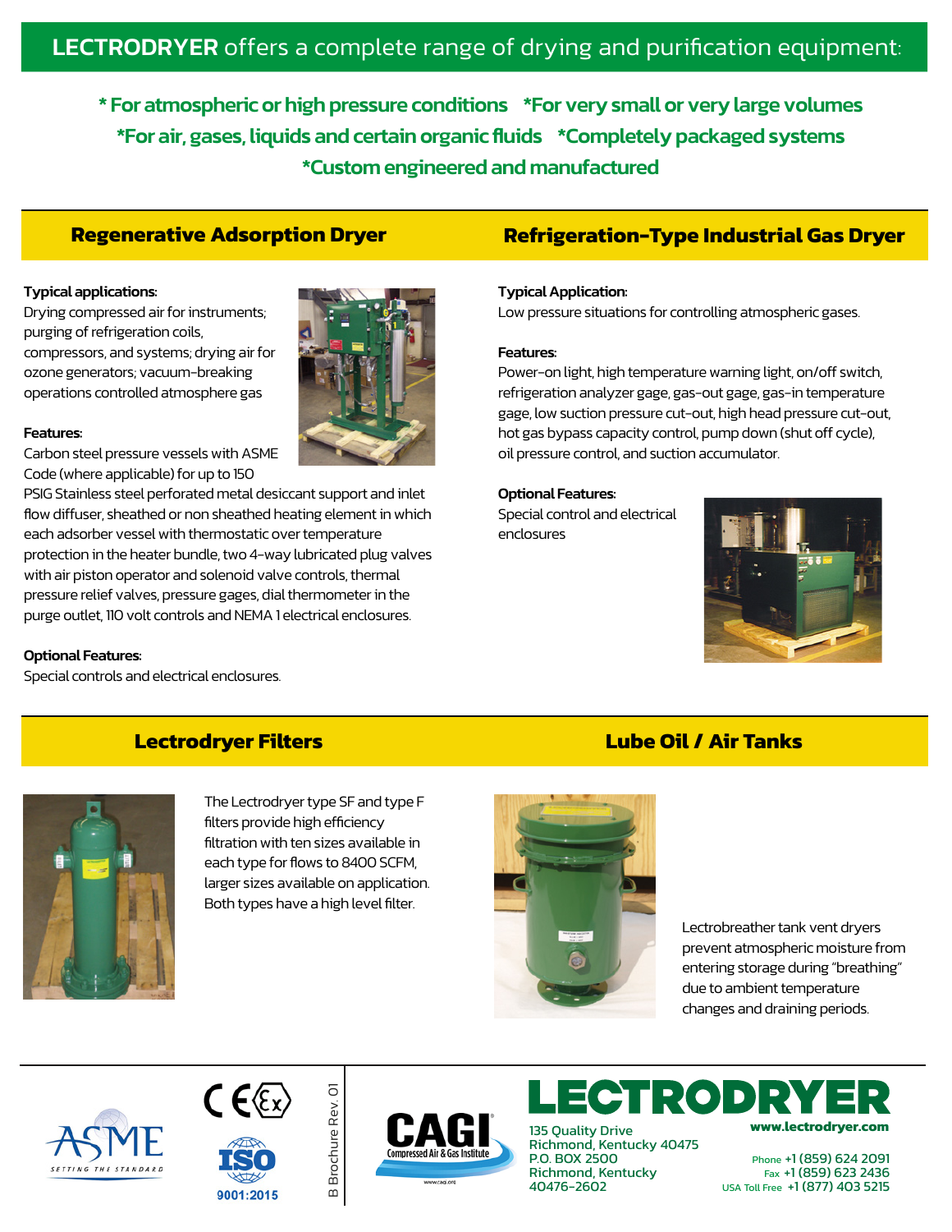## LECTRODRYER offers a complete range of drying and purification equipment:

**\* For atmospheric or high pressure conditions \*For very small or very large volumes**
**\*For air, gases, liquids and certain organic fluids \*Completely packaged systems**
**\*Custom engineered and manufactured**

## Regenerative Adsorption Dryer

**Typical applications:**
Drying compressed air for instruments; purging of refrigeration coils, compressors, and systems; drying air for ozone generators; vacuum-breaking operations controlled atmosphere gas

**Features:**
Carbon steel pressure vessels with ASME Code (where applicable) for up to 150 PSIG Stainless steel perforated metal desiccant support and inlet flow diffuser, sheathed or non sheathed heating element in which each adsorber vessel with thermostatic over temperature protection in the heater bundle, two 4-way lubricated plug valves with air piston operator and solenoid valve controls, thermal pressure relief valves, pressure gages, dial thermometer in the purge outlet, 110 volt controls and NEMA 1 electrical enclosures.

**Optional Features:**
Special controls and electrical enclosures.

## Refrigeration-Type Industrial Gas Dryer

**Typical Application:**
Low pressure situations for controlling atmospheric gases.

**Features:**
Power-on light, high temperature warning light, on/off switch, refrigeration analyzer gage, gas-out gage, gas-in temperature gage, low suction pressure cut-out, high head pressure cut-out, hot gas bypass capacity control, pump down (shut off cycle), oil pressure control, and suction accumulator.

**Optional Features:**
Special control and electrical enclosures

## Lectrodryer Filters

The Lectrodryer type SF and type F filters provide high efficiency filtration with ten sizes available in each type for flows to 8400 SCFM, larger sizes available on application. Both types have a high level filter.

## Lube Oil / Air Tanks

Lectrobreather tank vent dryers prevent atmospheric moisture from entering storage during "breathing" due to ambient temperature changes and draining periods.

ASME SETTING THE STANDARD

ISO 9001:2015

B Brochure Rev. 01

CAGI Compressed Air & Gas Institute
www.cagi.org

**LECTRODRYER**

135 Quality Drive
Richmond, Kentucky 40475
P.O. BOX 2500
Richmond, Kentucky
40476-2602

www.lectrodryer.com

Phone +1 (859) 624 2091
Fax +1 (859) 623 2436
USA Toll Free +1 (877) 403 5215